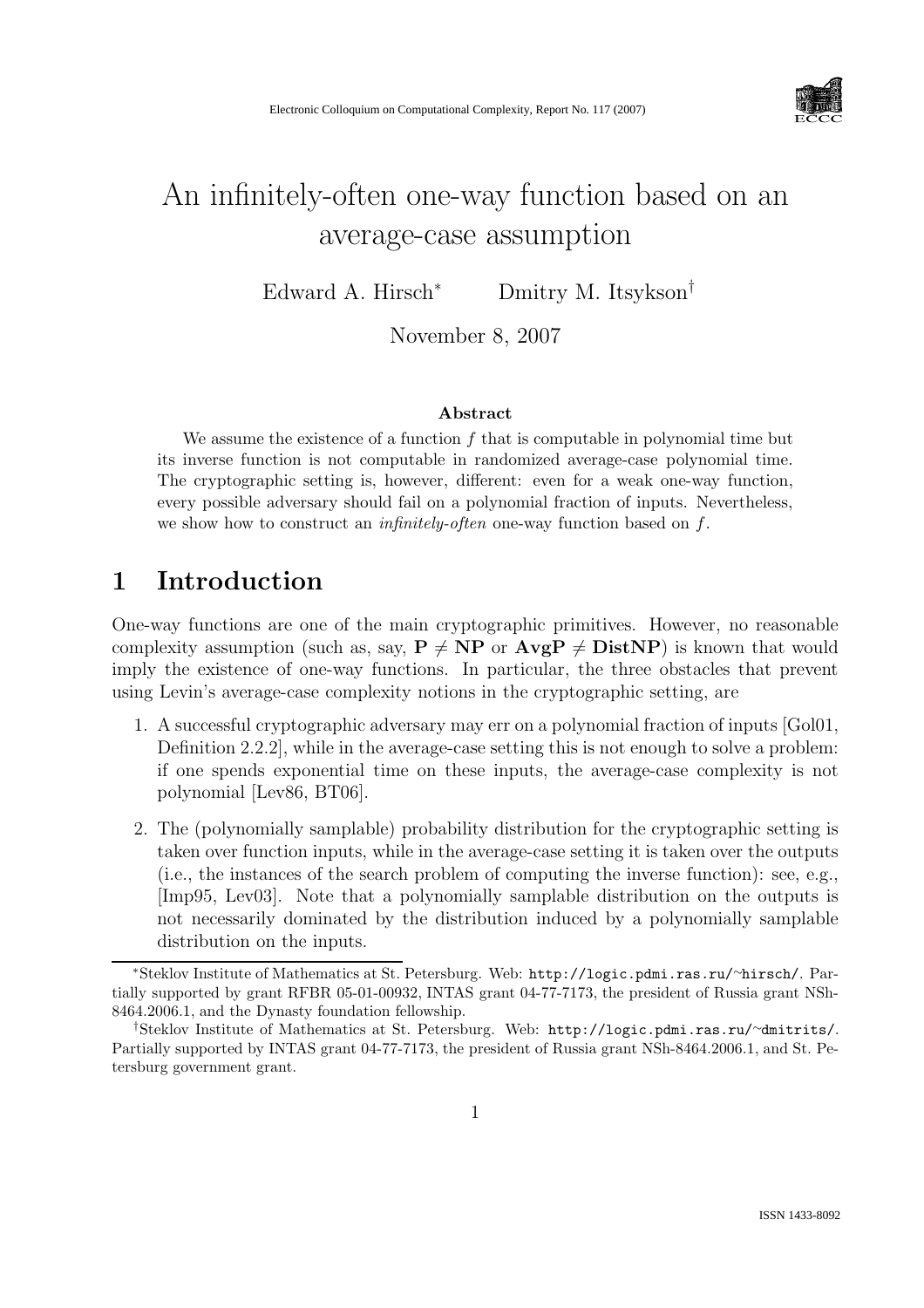Electronic Colloquium on Computational Complexity, Report No. 117 (2007)

# An infinitely-often one-way function based on an average-case assumption

Edward A. Hirsch[*] Dmitry M. Itsykson[†]

November 8, 2007

### Abstract

We assume the existence of a function $f$ that is computable in polynomial time but its inverse function is not computable in randomized average-case polynomial time. The cryptographic setting is, however, different: even for a weak one-way function, every possible adversary should fail on a polynomial fraction of inputs. Nevertheless, we show how to construct an *infinitely-often* one-way function based on $f$.

## 1 Introduction

One-way functions are one of the main cryptographic primitives. However, no reasonable complexity assumption (such as, say, $\mathbf{P} \neq \mathbf{NP}$ or $\mathbf{AvgP} \neq \mathbf{DistNP}$) is known that would imply the existence of one-way functions. In particular, the three obstacles that prevent using Levin's average-case complexity notions in the cryptographic setting, are

1. A successful cryptographic adversary may err on a polynomial fraction of inputs [Gol01, Definition 2.2.2], while in the average-case setting this is not enough to solve a problem: if one spends exponential time on these inputs, the average-case complexity is not polynomial [Lev86, BT06].

2. The (polynomially samplable) probability distribution for the cryptographic setting is taken over function inputs, while in the average-case setting it is taken over the outputs (i.e., the instances of the search problem of computing the inverse function): see, e.g., [Imp95, Lev03]. Note that a polynomially samplable distribution on the outputs is not necessarily dominated by the distribution induced by a polynomially samplable distribution on the inputs.

---

[*] Steklov Institute of Mathematics at St. Petersburg. Web: http://logic.pdmi.ras.ru/~hirsch/. Partially supported by grant RFBR 05-01-00932, INTAS grant 04-77-7173, the president of Russia grant NSh-8464.2006.1, and the Dynasty foundation fellowship.

[†] Steklov Institute of Mathematics at St. Petersburg. Web: http://logic.pdmi.ras.ru/~dmitrits/. Partially supported by INTAS grant 04-77-7173, the president of Russia grant NSh-8464.2006.1, and St. Petersburg government grant.

ISSN 1433-8092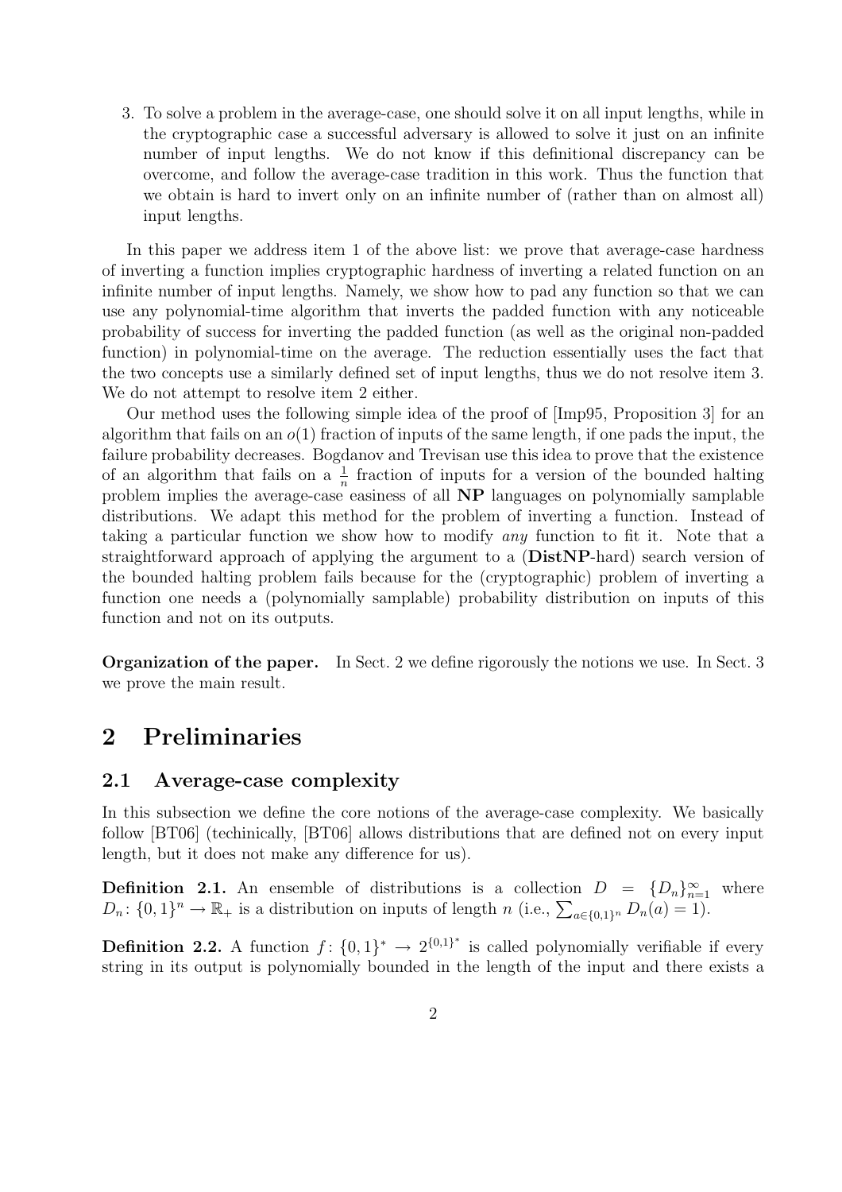3. To solve a problem in the average-case, one should solve it on all input lengths, while in the cryptographic case a successful adversary is allowed to solve it just on an infinite number of input lengths. We do not know if this definitional discrepancy can be overcome, and follow the average-case tradition in this work. Thus the function that we obtain is hard to invert only on an infinite number of (rather than on almost all) input lengths.

In this paper we address item 1 of the above list: we prove that average-case hardness of inverting a function implies cryptographic hardness of inverting a related function on an infinite number of input lengths. Namely, we show how to pad any function so that we can use any polynomial-time algorithm that inverts the padded function with any noticeable probability of success for inverting the padded function (as well as the original non-padded function) in polynomial-time on the average. The reduction essentially uses the fact that the two concepts use a similarly defined set of input lengths, thus we do not resolve item 3. We do not attempt to resolve item 2 either.

Our method uses the following simple idea of the proof of [Imp95, Proposition 3] for an algorithm that fails on an $o(1)$ fraction of inputs of the same length, if one pads the input, the failure probability decreases. Bogdanov and Trevisan use this idea to prove that the existence of an algorithm that fails on a $\frac{1}{n}$ fraction of inputs for a version of the bounded halting problem implies the average-case easiness of all **NP** languages on polynomially samplable distributions. We adapt this method for the problem of inverting a function. Instead of taking a particular function we show how to modify *any* function to fit it. Note that a straightforward approach of applying the argument to a (**DistNP**-hard) search version of the bounded halting problem fails because for the (cryptographic) problem of inverting a function one needs a (polynomially samplable) probability distribution on inputs of this function and not on its outputs.

**Organization of the paper.** In Sect. 2 we define rigorously the notions we use. In Sect. 3 we prove the main result.

# 2 Preliminaries

## 2.1 Average-case complexity

In this subsection we define the core notions of the average-case complexity. We basically follow [BT06] (techinically, [BT06] allows distributions that are defined not on every input length, but it does not make any difference for us).

**Definition 2.1.** An ensemble of distributions is a collection $D = \{D_n\}_{n=1}^{\infty}$ where $D_n \colon \{0,1\}^n \to \mathbb{R}_+$ is a distribution on inputs of length $n$ (i.e., $\sum_{a \in \{0,1\}^n} D_n(a) = 1$).

**Definition 2.2.** A function $f \colon \{0,1\}^* \to 2^{\{0,1\}^*}$ is called polynomially verifiable if every string in its output is polynomially bounded in the length of the input and there exists a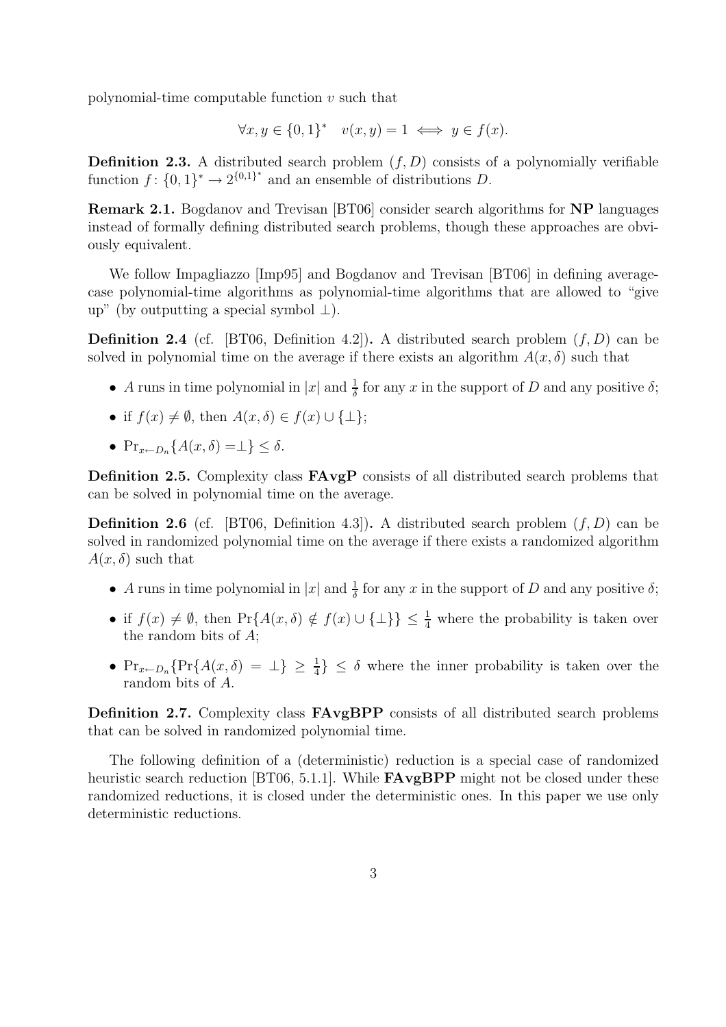polynomial-time computable function $v$ such that

$$\forall x, y \in \{0,1\}^* \quad v(x, y) = 1 \iff y \in f(x).$$

**Definition 2.3.** A distributed search problem $(f, D)$ consists of a polynomially verifiable function $f \colon \{0,1\}^* \to 2^{\{0,1\}^*}$ and an ensemble of distributions $D$.

**Remark 2.1.** Bogdanov and Trevisan [BT06] consider search algorithms for **NP** languages instead of formally defining distributed search problems, though these approaches are obviously equivalent.

We follow Impagliazzo [Imp95] and Bogdanov and Trevisan [BT06] in defining average-case polynomial-time algorithms as polynomial-time algorithms that are allowed to "give up" (by outputting a special symbol $\perp$).

**Definition 2.4** (cf. [BT06, Definition 4.2])**.** A distributed search problem $(f, D)$ can be solved in polynomial time on the average if there exists an algorithm $A(x, \delta)$ such that

- $A$ runs in time polynomial in $|x|$ and $\frac{1}{\delta}$ for any $x$ in the support of $D$ and any positive $\delta$;
- if $f(x) \neq \emptyset$, then $A(x, \delta) \in f(x) \cup \{\perp\}$;
- $\Pr_{x \leftarrow D_n}\{A(x, \delta) = \perp\} \leq \delta$.

**Definition 2.5.** Complexity class **FAvgP** consists of all distributed search problems that can be solved in polynomial time on the average.

**Definition 2.6** (cf. [BT06, Definition 4.3])**.** A distributed search problem $(f, D)$ can be solved in randomized polynomial time on the average if there exists a randomized algorithm $A(x, \delta)$ such that

- $A$ runs in time polynomial in $|x|$ and $\frac{1}{\delta}$ for any $x$ in the support of $D$ and any positive $\delta$;
- if $f(x) \neq \emptyset$, then $\Pr\{A(x, \delta) \notin f(x) \cup \{\perp\}\} \leq \frac{1}{4}$ where the probability is taken over the random bits of $A$;
- $\Pr_{x \leftarrow D_n}\{\Pr\{A(x, \delta) = \perp\} \geq \frac{1}{4}\} \leq \delta$ where the inner probability is taken over the random bits of $A$.

**Definition 2.7.** Complexity class **FAvgBPP** consists of all distributed search problems that can be solved in randomized polynomial time.

The following definition of a (deterministic) reduction is a special case of randomized heuristic search reduction [BT06, 5.1.1]. While **FAvgBPP** might not be closed under these randomized reductions, it is closed under the deterministic ones. In this paper we use only deterministic reductions.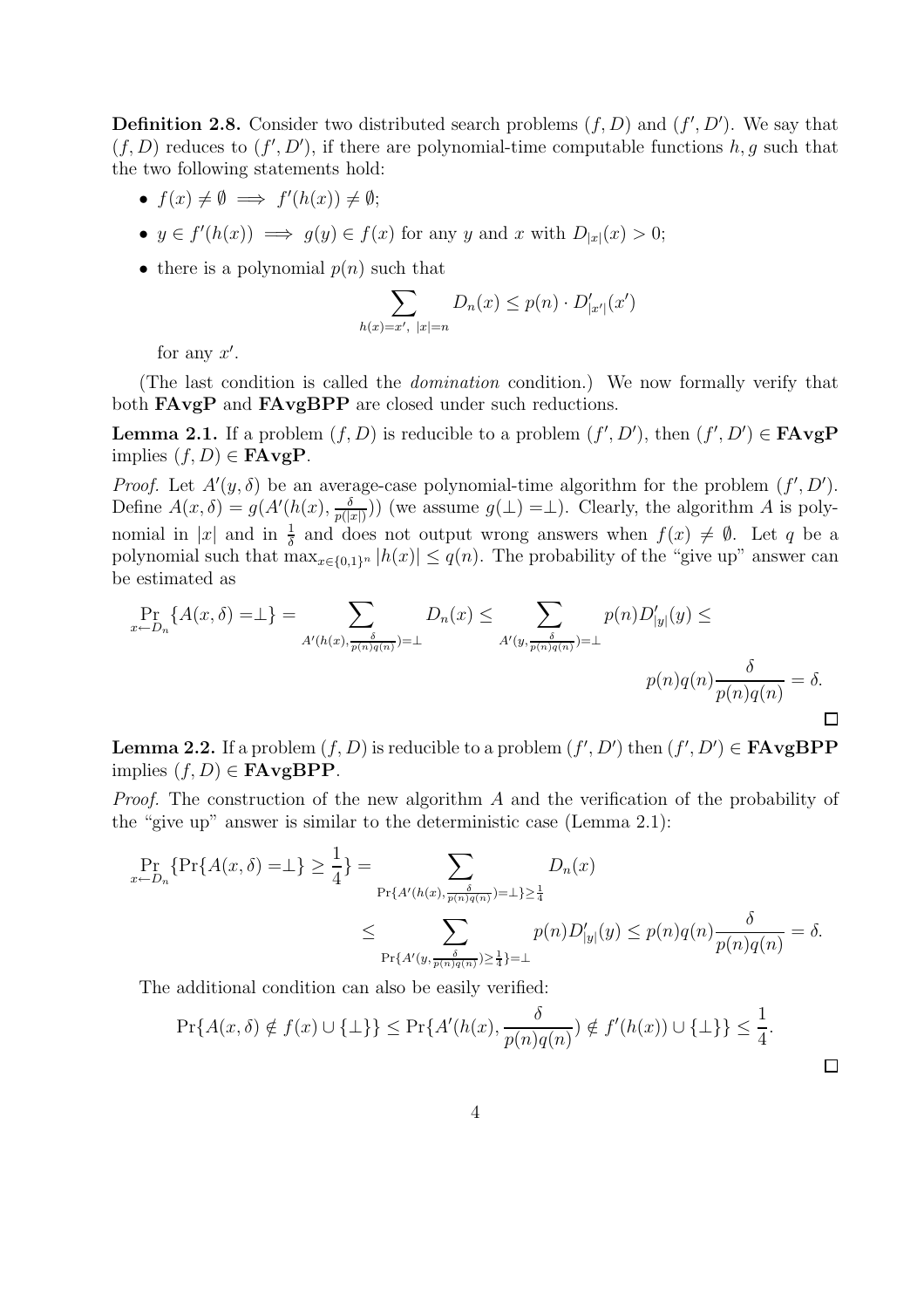**Definition 2.8.** Consider two distributed search problems $(f, D)$ and $(f', D')$. We say that $(f, D)$ reduces to $(f', D')$, if there are polynomial-time computable functions $h, g$ such that the two following statements hold:

- $f(x) \neq \emptyset \implies f'(h(x)) \neq \emptyset$;
- $y \in f'(h(x)) \implies g(y) \in f(x)$ for any $y$ and $x$ with $D_{|x|}(x) > 0$;
- there is a polynomial $p(n)$ such that

$$\sum_{h(x)=x',\ |x|=n} D_n(x) \leq p(n) \cdot D'_{|x'|}(x')$$

for any $x'$.

(The last condition is called the *domination* condition.) We now formally verify that both **FAvgP** and **FAvgBPP** are closed under such reductions.

**Lemma 2.1.** If a problem $(f, D)$ is reducible to a problem $(f', D')$, then $(f', D') \in$ **FAvgP** implies $(f, D) \in$ **FAvgP**.

*Proof.* Let $A'(y, \delta)$ be an average-case polynomial-time algorithm for the problem $(f', D')$. Define $A(x, \delta) = g(A'(h(x), \frac{\delta}{p(|x|)}))$ (we assume $g(\bot) = \bot$). Clearly, the algorithm $A$ is polynomial in $|x|$ and in $\frac{1}{\delta}$ and does not output wrong answers when $f(x) \neq \emptyset$. Let $q$ be a polynomial such that $\max_{x \in \{0,1\}^n} |h(x)| \leq q(n)$. The probability of the "give up" answer can be estimated as

$$\Pr_{x \leftarrow D_n}\{A(x, \delta) = \bot\} = \sum_{A'(h(x), \frac{\delta}{p(n)q(n)}) = \bot} D_n(x) \leq \sum_{A'(y, \frac{\delta}{p(n)q(n)}) = \bot} p(n) D'_{|y|}(y) \leq$$

$$p(n)q(n)\frac{\delta}{p(n)q(n)} = \delta.$$

∎

**Lemma 2.2.** If a problem $(f, D)$ is reducible to a problem $(f', D')$ then $(f', D') \in$ **FAvgBPP** implies $(f, D) \in$ **FAvgBPP**.

*Proof.* The construction of the new algorithm $A$ and the verification of the probability of the "give up" answer is similar to the deterministic case (Lemma 2.1):

$$\Pr_{x \leftarrow D_n}\{\Pr\{A(x, \delta) = \bot\} \geq \frac{1}{4}\} = \sum_{\Pr\{A'(h(x), \frac{\delta}{p(n)q(n)}) = \bot\} \geq \frac{1}{4}} D_n(x)$$

$$\leq \sum_{\Pr\{A'(y, \frac{\delta}{p(n)q(n)}) \geq \frac{1}{4}\} = \bot} p(n) D'_{|y|}(y) \leq p(n)q(n)\frac{\delta}{p(n)q(n)} = \delta.$$

The additional condition can also be easily verified:

$$\Pr\{A(x, \delta) \notin f(x) \cup \{\bot\}\} \leq \Pr\{A'(h(x), \frac{\delta}{p(n)q(n)}) \notin f'(h(x)) \cup \{\bot\}\} \leq \frac{1}{4}.$$

∎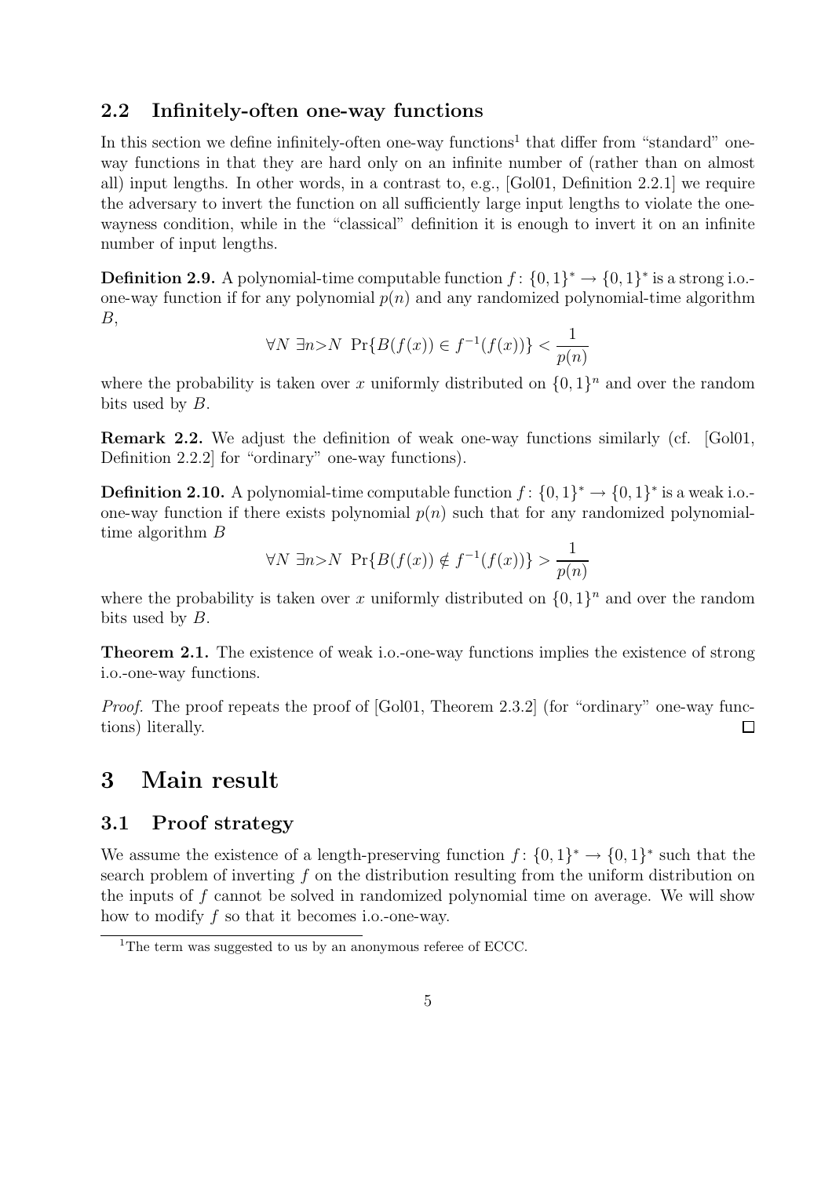## 2.2 Infinitely-often one-way functions

In this section we define infinitely-often one-way functions[1] that differ from "standard" one-way functions in that they are hard only on an infinite number of (rather than on almost all) input lengths. In other words, in a contrast to, e.g., [Gol01, Definition 2.2.1] we require the adversary to invert the function on all sufficiently large input lengths to violate the one-wayness condition, while in the "classical" definition it is enough to invert it on an infinite number of input lengths.

**Definition 2.9.** A polynomial-time computable function $f\colon \{0,1\}^* \to \{0,1\}^*$ is a strong i.o.-one-way function if for any polynomial $p(n)$ and any randomized polynomial-time algorithm $B$,

$$\forall N \; \exists n{>}N \;\; \Pr\{B(f(x)) \in f^{-1}(f(x))\} < \frac{1}{p(n)}$$

where the probability is taken over $x$ uniformly distributed on $\{0,1\}^n$ and over the random bits used by $B$.

**Remark 2.2.** We adjust the definition of weak one-way functions similarly (cf. [Gol01, Definition 2.2.2] for "ordinary" one-way functions).

**Definition 2.10.** A polynomial-time computable function $f\colon \{0,1\}^* \to \{0,1\}^*$ is a weak i.o.-one-way function if there exists polynomial $p(n)$ such that for any randomized polynomial-time algorithm $B$

$$\forall N \; \exists n{>}N \;\; \Pr\{B(f(x)) \notin f^{-1}(f(x))\} > \frac{1}{p(n)}$$

where the probability is taken over $x$ uniformly distributed on $\{0,1\}^n$ and over the random bits used by $B$.

**Theorem 2.1.** The existence of weak i.o.-one-way functions implies the existence of strong i.o.-one-way functions.

*Proof.* The proof repeats the proof of [Gol01, Theorem 2.3.2] (for "ordinary" one-way functions) literally. $\square$

# 3 Main result

## 3.1 Proof strategy

We assume the existence of a length-preserving function $f\colon \{0,1\}^* \to \{0,1\}^*$ such that the search problem of inverting $f$ on the distribution resulting from the uniform distribution on the inputs of $f$ cannot be solved in randomized polynomial time on average. We will show how to modify $f$ so that it becomes i.o.-one-way.

[1] The term was suggested to us by an anonymous referee of ECCC.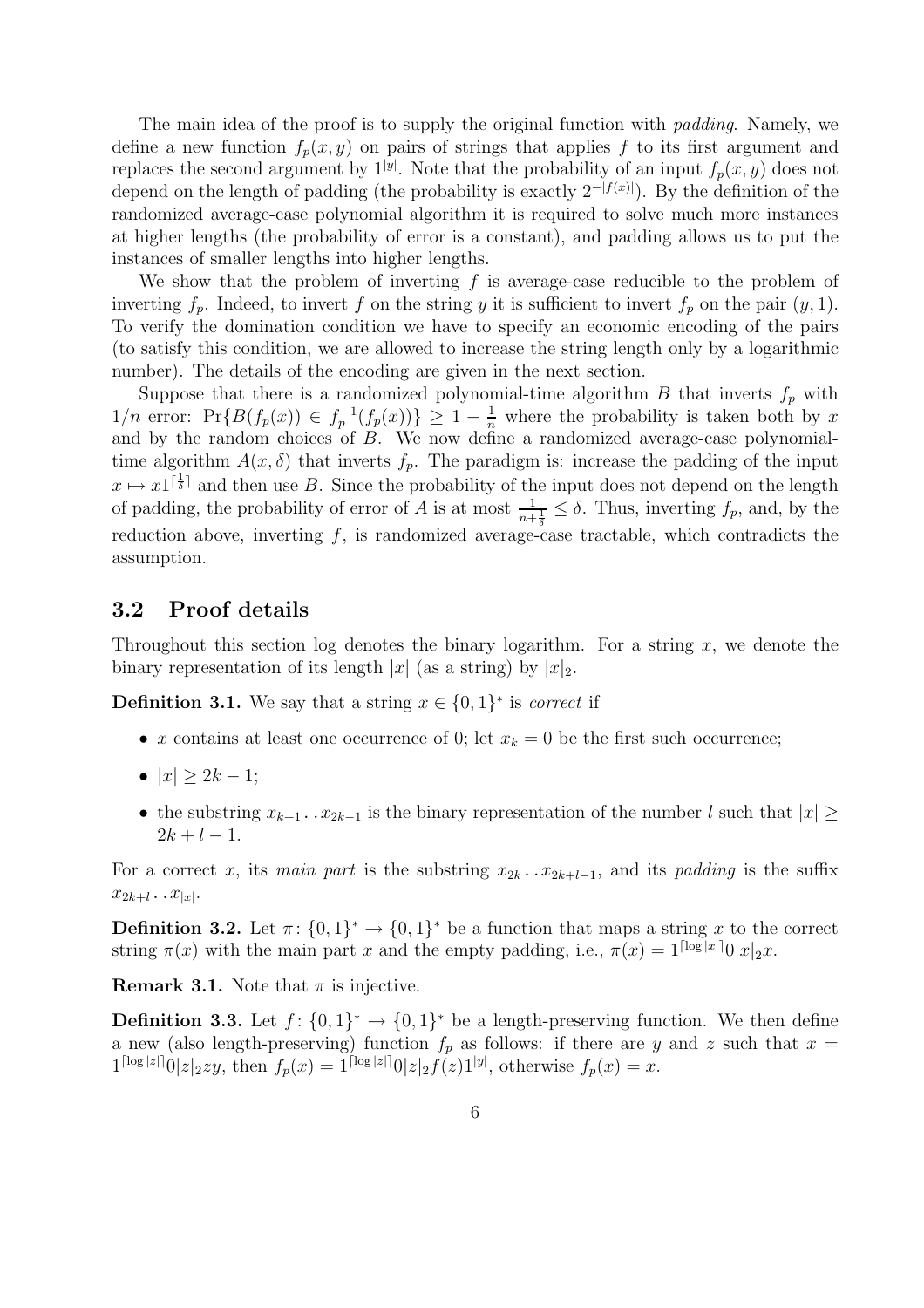The main idea of the proof is to supply the original function with *padding*. Namely, we define a new function $f_p(x, y)$ on pairs of strings that applies $f$ to its first argument and replaces the second argument by $1^{|y|}$. Note that the probability of an input $f_p(x, y)$ does not depend on the length of padding (the probability is exactly $2^{-|f(x)|}$). By the definition of the randomized average-case polynomial algorithm it is required to solve much more instances at higher lengths (the probability of error is a constant), and padding allows us to put the instances of smaller lengths into higher lengths.

We show that the problem of inverting $f$ is average-case reducible to the problem of inverting $f_p$. Indeed, to invert $f$ on the string $y$ it is sufficient to invert $f_p$ on the pair $(y, 1)$. To verify the domination condition we have to specify an economic encoding of the pairs (to satisfy this condition, we are allowed to increase the string length only by a logarithmic number). The details of the encoding are given in the next section.

Suppose that there is a randomized polynomial-time algorithm $B$ that inverts $f_p$ with $1/n$ error: $\Pr\{B(f_p(x)) \in f_p^{-1}(f_p(x))\} \geq 1 - \frac{1}{n}$ where the probability is taken both by $x$ and by the random choices of $B$. We now define a randomized average-case polynomial-time algorithm $A(x, \delta)$ that inverts $f_p$. The paradigm is: increase the padding of the input $x \mapsto x1^{\lceil \frac{1}{\delta} \rceil}$ and then use $B$. Since the probability of the input does not depend on the length of padding, the probability of error of $A$ is at most $\frac{1}{n+\frac{1}{\delta}} \leq \delta$. Thus, inverting $f_p$, and, by the reduction above, inverting $f$, is randomized average-case tractable, which contradicts the assumption.

## 3.2 Proof details

Throughout this section log denotes the binary logarithm. For a string $x$, we denote the binary representation of its length $|x|$ (as a string) by $|x|_2$.

**Definition 3.1.** We say that a string $x \in \{0, 1\}^*$ is *correct* if

- $x$ contains at least one occurrence of 0; let $x_k = 0$ be the first such occurrence;
- $|x| \geq 2k - 1$;
- the substring $x_{k+1} \ldots x_{2k-1}$ is the binary representation of the number $l$ such that $|x| \geq 2k + l - 1$.

For a correct $x$, its *main part* is the substring $x_{2k} \ldots x_{2k+l-1}$, and its *padding* is the suffix $x_{2k+l} \ldots x_{|x|}$.

**Definition 3.2.** Let $\pi\colon \{0, 1\}^* \to \{0, 1\}^*$ be a function that maps a string $x$ to the correct string $\pi(x)$ with the main part $x$ and the empty padding, i.e., $\pi(x) = 1^{\lceil \log |x| \rceil} 0 |x|_2 x$.

**Remark 3.1.** Note that $\pi$ is injective.

**Definition 3.3.** Let $f\colon \{0, 1\}^* \to \{0, 1\}^*$ be a length-preserving function. We then define a new (also length-preserving) function $f_p$ as follows: if there are $y$ and $z$ such that $x = 1^{\lceil \log |z| \rceil} 0 |z|_2 z y$, then $f_p(x) = 1^{\lceil \log |z| \rceil} 0 |z|_2 f(z) 1^{|y|}$, otherwise $f_p(x) = x$.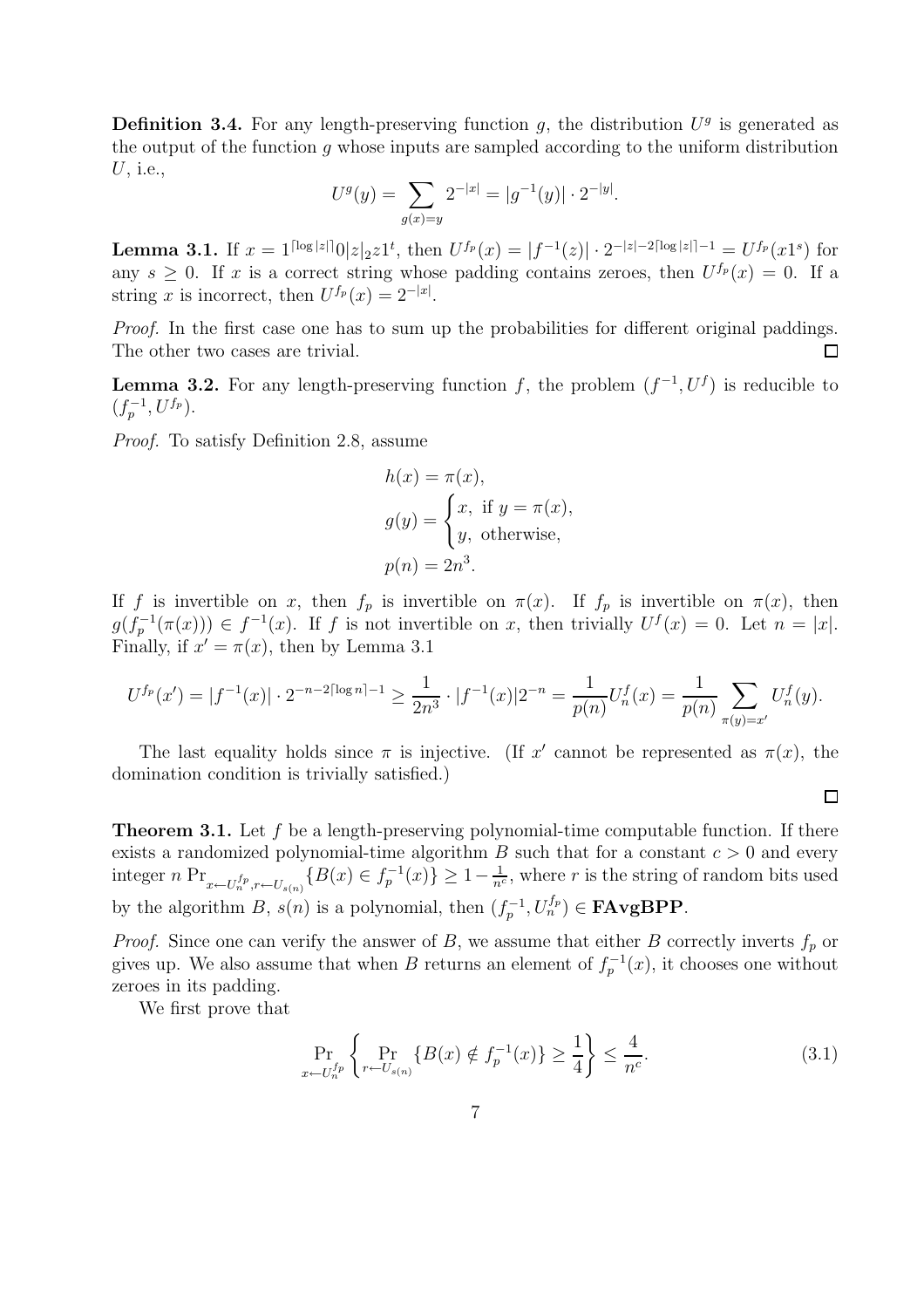**Definition 3.4.** For any length-preserving function $g$, the distribution $U^g$ is generated as the output of the function $g$ whose inputs are sampled according to the uniform distribution $U$, i.e.,

$$U^g(y) = \sum_{g(x)=y} 2^{-|x|} = |g^{-1}(y)| \cdot 2^{-|y|}.$$

**Lemma 3.1.** If $x = 1^{\lceil \log |z| \rceil} 0 |z|_2 z 1^t$, then $U^{f_p}(x) = |f^{-1}(z)| \cdot 2^{-|z|-2\lceil \log |z| \rceil -1} = U^{f_p}(x1^s)$ for any $s \geq 0$. If $x$ is a correct string whose padding contains zeroes, then $U^{f_p}(x) = 0$. If a string $x$ is incorrect, then $U^{f_p}(x) = 2^{-|x|}$.

*Proof.* In the first case one has to sum up the probabilities for different original paddings. The other two cases are trivial. ◻

**Lemma 3.2.** For any length-preserving function $f$, the problem $(f^{-1}, U^f)$ is reducible to $(f_p^{-1}, U^{f_p})$.

*Proof.* To satisfy Definition 2.8, assume

$$h(x) = \pi(x),$$
$$g(y) = \begin{cases} x, & \text{if } y = \pi(x), \\ y, & \text{otherwise,} \end{cases}$$
$$p(n) = 2n^3.$$

If $f$ is invertible on $x$, then $f_p$ is invertible on $\pi(x)$. If $f_p$ is invertible on $\pi(x)$, then $g(f_p^{-1}(\pi(x))) \in f^{-1}(x)$. If $f$ is not invertible on $x$, then trivially $U^f(x) = 0$. Let $n = |x|$. Finally, if $x' = \pi(x)$, then by Lemma 3.1

$$U^{f_p}(x') = |f^{-1}(x)| \cdot 2^{-n-2\lceil \log n \rceil -1} \geq \frac{1}{2n^3} \cdot |f^{-1}(x)| 2^{-n} = \frac{1}{p(n)} U_n^f(x) = \frac{1}{p(n)} \sum_{\pi(y)=x'} U_n^f(y).$$

The last equality holds since $\pi$ is injective. (If $x'$ cannot be represented as $\pi(x)$, the domination condition is trivially satisfied.)

◻

**Theorem 3.1.** Let $f$ be a length-preserving polynomial-time computable function. If there exists a randomized polynomial-time algorithm $B$ such that for a constant $c > 0$ and every integer $n$ $\Pr_{x \leftarrow U_n^{f_p}, r \leftarrow U_{s(n)}} \{B(x) \in f_p^{-1}(x)\} \geq 1 - \frac{1}{n^c}$, where $r$ is the string of random bits used by the algorithm $B$, $s(n)$ is a polynomial, then $(f_p^{-1}, U_n^{f_p}) \in \mathbf{FAvgBPP}$.

*Proof.* Since one can verify the answer of $B$, we assume that either $B$ correctly inverts $f_p$ or gives up. We also assume that when $B$ returns an element of $f_p^{-1}(x)$, it chooses one without zeroes in its padding.

We first prove that

$$\Pr_{x \leftarrow U_n^{f_p}} \left\{ \Pr_{r \leftarrow U_{s(n)}} \{B(x) \notin f_p^{-1}(x)\} \geq \frac{1}{4} \right\} \leq \frac{4}{n^c}. \tag{3.1}$$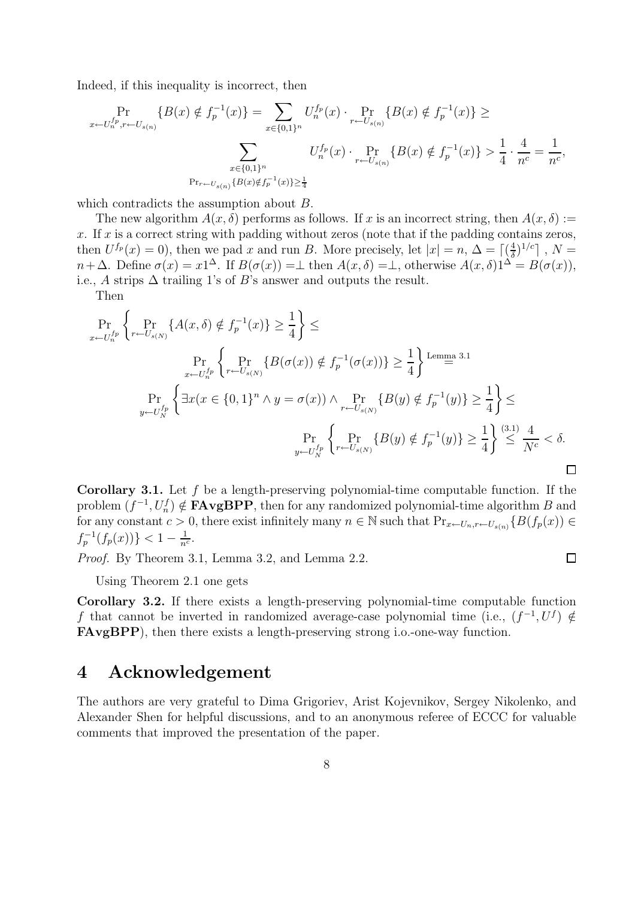Indeed, if this inequality is incorrect, then

$$\Pr_{x \leftarrow U_n^{f_p}, r \leftarrow U_{s(n)}} \{B(x) \notin f_p^{-1}(x)\} = \sum_{x \in \{0,1\}^n} U_n^{f_p}(x) \cdot \Pr_{r \leftarrow U_{s(n)}} \{B(x) \notin f_p^{-1}(x)\} \geq$$

$$\sum_{\substack{x \in \{0,1\}^n \\ \Pr_{r \leftarrow U_{s(n)}}\{B(x) \notin f_p^{-1}(x)\} \geq \frac{1}{4}}} U_n^{f_p}(x) \cdot \Pr_{r \leftarrow U_{s(n)}} \{B(x) \notin f_p^{-1}(x)\} > \frac{1}{4} \cdot \frac{4}{n^c} = \frac{1}{n^c},$$

which contradicts the assumption about $B$.

The new algorithm $A(x, \delta)$ performs as follows. If $x$ is an incorrect string, then $A(x, \delta) := x$. If $x$ is a correct string with padding without zeros (note that if the padding contains zeros, then $U^{f_p}(x) = 0$), then we pad $x$ and run $B$. More precisely, let $|x| = n$, $\Delta = \lceil (\frac{4}{\delta})^{1/c} \rceil$, $N = n + \Delta$. Define $\sigma(x) = x1^{\Delta}$. If $B(\sigma(x)) = \perp$ then $A(x, \delta) = \perp$, otherwise $A(x, \delta)1^{\Delta} = B(\sigma(x))$, i.e., $A$ strips $\Delta$ trailing 1's of $B$'s answer and outputs the result.

Then

$$\Pr_{x \leftarrow U_n^{f_p}} \left\{ \Pr_{r \leftarrow U_{s(N)}} \{A(x, \delta) \notin f_p^{-1}(x)\} \geq \frac{1}{4} \right\} \leq$$

$$\Pr_{x \leftarrow U_n^{f_p}} \left\{ \Pr_{r \leftarrow U_{s(N)}} \{B(\sigma(x)) \notin f_p^{-1}(\sigma(x))\} \geq \frac{1}{4} \right\} \overset{\text{Lemma 3.1}}{=}$$

$$\Pr_{y \leftarrow U_N^{f_p}} \left\{ \exists x (x \in \{0,1\}^n \wedge y = \sigma(x)) \wedge \Pr_{r \leftarrow U_{s(N)}} \{B(y) \notin f_p^{-1}(y)\} \geq \frac{1}{4} \right\} \leq$$

$$\Pr_{y \leftarrow U_N^{f_p}} \left\{ \Pr_{r \leftarrow U_{s(N)}} \{B(y) \notin f_p^{-1}(y)\} \geq \frac{1}{4} \right\} \overset{(3.1)}{\leq} \frac{4}{N^c} < \delta.$$

∎

**Corollary 3.1.** Let $f$ be a length-preserving polynomial-time computable function. If the problem $(f^{-1}, U_n^f) \notin \mathbf{FAvgBPP}$, then for any randomized polynomial-time algorithm $B$ and for any constant $c > 0$, there exist infinitely many $n \in \mathbb{N}$ such that $\Pr_{x \leftarrow U_n, r \leftarrow U_{s(n)}} \{B(f_p(x)) \in f_p^{-1}(f_p(x))\} < 1 - \frac{1}{n^c}$.

*Proof.* By Theorem 3.1, Lemma 3.2, and Lemma 2.2. ∎

Using Theorem 2.1 one gets

**Corollary 3.2.** If there exists a length-preserving polynomial-time computable function $f$ that cannot be inverted in randomized average-case polynomial time (i.e., $(f^{-1}, U^f) \notin \mathbf{FAvgBPP}$), then there exists a length-preserving strong i.o.-one-way function.

# 4 Acknowledgement

The authors are very grateful to Dima Grigoriev, Arist Kojevnikov, Sergey Nikolenko, and Alexander Shen for helpful discussions, and to an anonymous referee of ECCC for valuable comments that improved the presentation of the paper.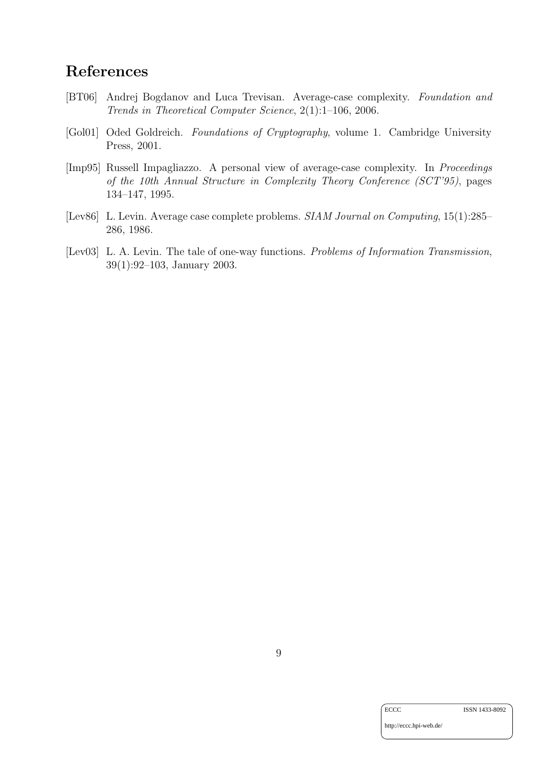# References

[BT06] Andrej Bogdanov and Luca Trevisan. Average-case complexity. *Foundation and Trends in Theoretical Computer Science*, 2(1):1–106, 2006.

[Gol01] Oded Goldreich. *Foundations of Cryptography*, volume 1. Cambridge University Press, 2001.

[Imp95] Russell Impagliazzo. A personal view of average-case complexity. In *Proceedings of the 10th Annual Structure in Complexity Theory Conference (SCT'95)*, pages 134–147, 1995.

[Lev86] L. Levin. Average case complete problems. *SIAM Journal on Computing*, 15(1):285–286, 1986.

[Lev03] L. A. Levin. The tale of one-way functions. *Problems of Information Transmission*, 39(1):92–103, January 2003.

ECCC ISSN 1433-8092

http://eccc.hpi-web.de/